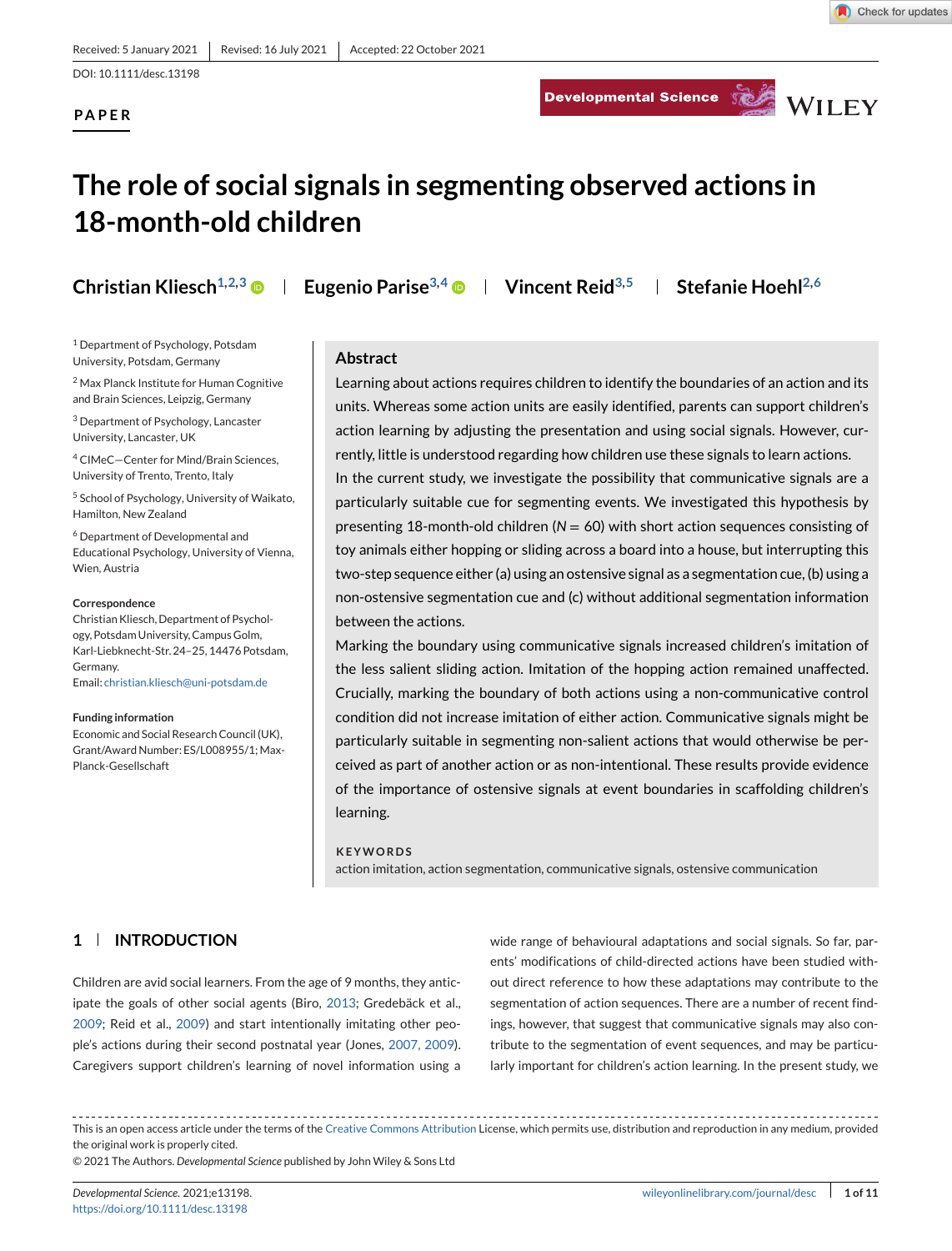Received: 5 January 2021 | Revised: 16 July 2021 | Accepted: 22 October 2021

DOI: 10.1111/desc.13198

**PAPER**

# The role of social signals in segmenting observed actions in 18-month-old children

**Christian Kliesch**[1,2,3] | **Eugenio Parise**[3,4] | **Vincent Reid**[3,5] | **Stefanie Hoehl**[2,6]

[1] Department of Psychology, Potsdam University, Potsdam, Germany

[2] Max Planck Institute for Human Cognitive and Brain Sciences, Leipzig, Germany

[3] Department of Psychology, Lancaster University, Lancaster, UK

[4] CIMeC—Center for Mind/Brain Sciences, University of Trento, Trento, Italy

[5] School of Psychology, University of Waikato, Hamilton, New Zealand

[6] Department of Developmental and Educational Psychology, University of Vienna, Wien, Austria

**Correspondence**

Christian Kliesch, Department of Psychology, Potsdam University, Campus Golm, Karl-Liebknecht-Str. 24–25, 14476 Potsdam, Germany.

Email: christian.kliesch@uni-potsdam.de

**Funding information**

Economic and Social Research Council (UK), Grant/Award Number: ES/L008955/1; Max-Planck-Gesellschaft

## Abstract

Learning about actions requires children to identify the boundaries of an action and its units. Whereas some action units are easily identified, parents can support children's action learning by adjusting the presentation and using social signals. However, currently, little is understood regarding how children use these signals to learn actions. In the current study, we investigate the possibility that communicative signals are a particularly suitable cue for segmenting events. We investigated this hypothesis by presenting 18-month-old children ($N = 60$) with short action sequences consisting of toy animals either hopping or sliding across a board into a house, but interrupting this two-step sequence either (a) using an ostensive signal as a segmentation cue, (b) using a non-ostensive segmentation cue and (c) without additional segmentation information between the actions.

Marking the boundary using communicative signals increased children's imitation of the less salient sliding action. Imitation of the hopping action remained unaffected. Crucially, marking the boundary of both actions using a non-communicative control condition did not increase imitation of either action. Communicative signals might be particularly suitable in segmenting non-salient actions that would otherwise be perceived as part of another action or as non-intentional. These results provide evidence of the importance of ostensive signals at event boundaries in scaffolding children's learning.

**KEYWORDS**

action imitation, action segmentation, communicative signals, ostensive communication

## 1 | INTRODUCTION

Children are avid social learners. From the age of 9 months, they anticipate the goals of other social agents (Biro, 2013; Gredebäck et al., 2009; Reid et al., 2009) and start intentionally imitating other people's actions during their second postnatal year (Jones, 2007, 2009). Caregivers support children's learning of novel information using a wide range of behavioural adaptations and social signals. So far, parents' modifications of child-directed actions have been studied without direct reference to how these adaptations may contribute to the segmentation of action sequences. There are a number of recent findings, however, that suggest that communicative signals may also contribute to the segmentation of event sequences, and may be particularly important for children's action learning. In the present study, we

This is an open access article under the terms of the Creative Commons Attribution License, which permits use, distribution and reproduction in any medium, provided the original work is properly cited.

© 2021 The Authors. *Developmental Science* published by John Wiley & Sons Ltd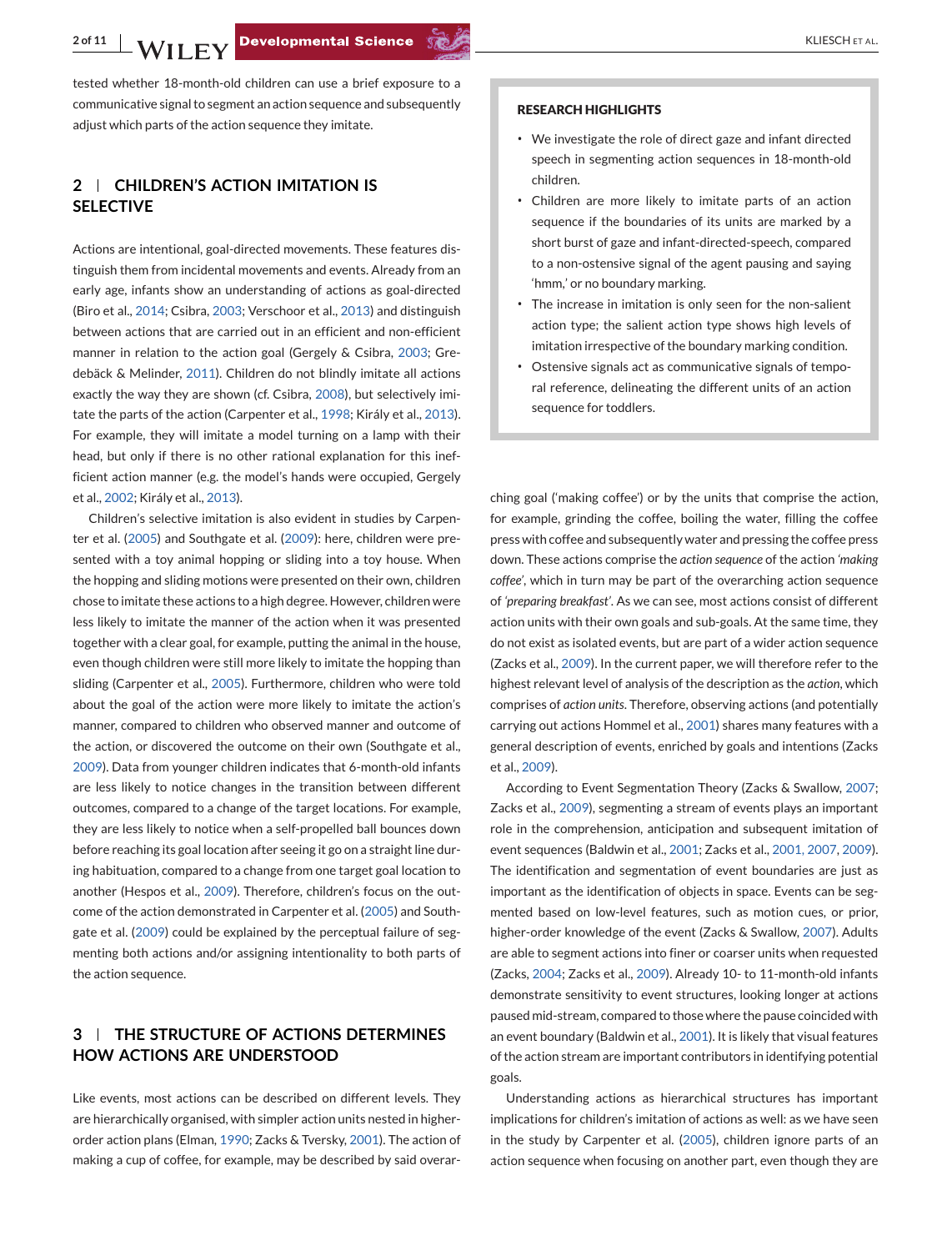tested whether 18-month-old children can use a brief exposure to a communicative signal to segment an action sequence and subsequently adjust which parts of the action sequence they imitate.

## 2 | CHILDREN'S ACTION IMITATION IS SELECTIVE

Actions are intentional, goal-directed movements. These features distinguish them from incidental movements and events. Already from an early age, infants show an understanding of actions as goal-directed (Biro et al., 2014; Csibra, 2003; Verschoor et al., 2013) and distinguish between actions that are carried out in an efficient and non-efficient manner in relation to the action goal (Gergely & Csibra, 2003; Gredebäck & Melinder, 2011). Children do not blindly imitate all actions exactly the way they are shown (cf. Csibra, 2008), but selectively imitate the parts of the action (Carpenter et al., 1998; Király et al., 2013). For example, they will imitate a model turning on a lamp with their head, but only if there is no other rational explanation for this inefficient action manner (e.g. the model's hands were occupied, Gergely et al., 2002; Király et al., 2013).

Children's selective imitation is also evident in studies by Carpenter et al. (2005) and Southgate et al. (2009): here, children were presented with a toy animal hopping or sliding into a toy house. When the hopping and sliding motions were presented on their own, children chose to imitate these actions to a high degree. However, children were less likely to imitate the manner of the action when it was presented together with a clear goal, for example, putting the animal in the house, even though children were still more likely to imitate the hopping than sliding (Carpenter et al., 2005). Furthermore, children who were told about the goal of the action were more likely to imitate the action's manner, compared to children who observed manner and outcome of the action, or discovered the outcome on their own (Southgate et al., 2009). Data from younger children indicates that 6-month-old infants are less likely to notice changes in the transition between different outcomes, compared to a change of the target locations. For example, they are less likely to notice when a self-propelled ball bounces down before reaching its goal location after seeing it go on a straight line during habituation, compared to a change from one target goal location to another (Hespos et al., 2009). Therefore, children's focus on the outcome of the action demonstrated in Carpenter et al. (2005) and Southgate et al. (2009) could be explained by the perceptual failure of segmenting both actions and/or assigning intentionality to both parts of the action sequence.

## 3 | THE STRUCTURE OF ACTIONS DETERMINES HOW ACTIONS ARE UNDERSTOOD

Like events, most actions can be described on different levels. They are hierarchically organised, with simpler action units nested in higher-order action plans (Elman, 1990; Zacks & Tversky, 2001). The action of making a cup of coffee, for example, may be described by said overarching goal ('making coffee') or by the units that comprise the action, for example, grinding the coffee, boiling the water, filling the coffee press with coffee and subsequently water and pressing the coffee press down. These actions comprise the *action sequence* of the action *'making coffee'*, which in turn may be part of the overarching action sequence of *'preparing breakfast'*. As we can see, most actions consist of different action units with their own goals and sub-goals. At the same time, they do not exist as isolated events, but are part of a wider action sequence (Zacks et al., 2009). In the current paper, we will therefore refer to the highest relevant level of analysis of the description as the *action*, which comprises of *action units*. Therefore, observing actions (and potentially carrying out actions Hommel et al., 2001) shares many features with a general description of events, enriched by goals and intentions (Zacks et al., 2009).

According to Event Segmentation Theory (Zacks & Swallow, 2007; Zacks et al., 2009), segmenting a stream of events plays an important role in the comprehension, anticipation and subsequent imitation of event sequences (Baldwin et al., 2001; Zacks et al., 2001, 2007, 2009). The identification and segmentation of event boundaries are just as important as the identification of objects in space. Events can be segmented based on low-level features, such as motion cues, or prior, higher-order knowledge of the event (Zacks & Swallow, 2007). Adults are able to segment actions into finer or coarser units when requested (Zacks, 2004; Zacks et al., 2009). Already 10- to 11-month-old infants demonstrate sensitivity to event structures, looking longer at actions paused mid-stream, compared to those where the pause coincided with an event boundary (Baldwin et al., 2001). It is likely that visual features of the action stream are important contributors in identifying potential goals.

Understanding actions as hierarchical structures has important implications for children's imitation of actions as well: as we have seen in the study by Carpenter et al. (2005), children ignore parts of an action sequence when focusing on another part, even though they are

> **RESEARCH HIGHLIGHTS**
>
> - We investigate the role of direct gaze and infant directed speech in segmenting action sequences in 18-month-old children.
> - Children are more likely to imitate parts of an action sequence if the boundaries of its units are marked by a short burst of gaze and infant-directed-speech, compared to a non-ostensive signal of the agent pausing and saying 'hmm,' or no boundary marking.
> - The increase in imitation is only seen for the non-salient action type; the salient action type shows high levels of imitation irrespective of the boundary marking condition.
> - Ostensive signals act as communicative signals of temporal reference, delineating the different units of an action sequence for toddlers.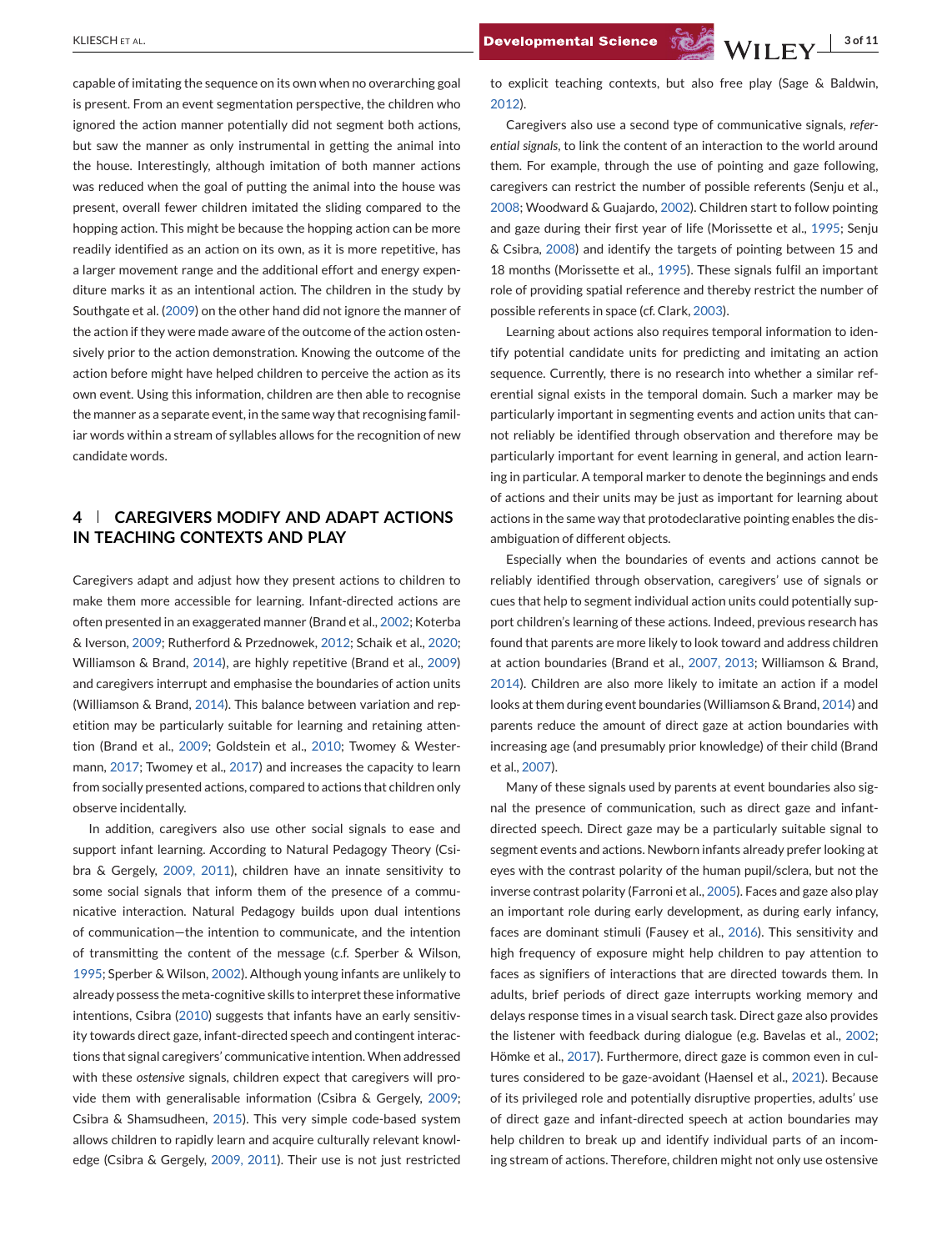capable of imitating the sequence on its own when no overarching goal is present. From an event segmentation perspective, the children who ignored the action manner potentially did not segment both actions, but saw the manner as only instrumental in getting the animal into the house. Interestingly, although imitation of both manner actions was reduced when the goal of putting the animal into the house was present, overall fewer children imitated the sliding compared to the hopping action. This might be because the hopping action can be more readily identified as an action on its own, as it is more repetitive, has a larger movement range and the additional effort and energy expenditure marks it as an intentional action. The children in the study by Southgate et al. (2009) on the other hand did not ignore the manner of the action if they were made aware of the outcome of the action ostensively prior to the action demonstration. Knowing the outcome of the action before might have helped children to perceive the action as its own event. Using this information, children are then able to recognise the manner as a separate event, in the same way that recognising familiar words within a stream of syllables allows for the recognition of new candidate words.

## 4 | CAREGIVERS MODIFY AND ADAPT ACTIONS IN TEACHING CONTEXTS AND PLAY

Caregivers adapt and adjust how they present actions to children to make them more accessible for learning. Infant-directed actions are often presented in an exaggerated manner (Brand et al., 2002; Koterba & Iverson, 2009; Rutherford & Przednowek, 2012; Schaik et al., 2020; Williamson & Brand, 2014), are highly repetitive (Brand et al., 2009) and caregivers interrupt and emphasise the boundaries of action units (Williamson & Brand, 2014). This balance between variation and repetition may be particularly suitable for learning and retaining attention (Brand et al., 2009; Goldstein et al., 2010; Twomey & Westermann, 2017; Twomey et al., 2017) and increases the capacity to learn from socially presented actions, compared to actions that children only observe incidentally.

In addition, caregivers also use other social signals to ease and support infant learning. According to Natural Pedagogy Theory (Csibra & Gergely, 2009, 2011), children have an innate sensitivity to some social signals that inform them of the presence of a communicative interaction. Natural Pedagogy builds upon dual intentions of communication—the intention to communicate, and the intention of transmitting the content of the message (c.f. Sperber & Wilson, 1995; Sperber & Wilson, 2002). Although young infants are unlikely to already possess the meta-cognitive skills to interpret these informative intentions, Csibra (2010) suggests that infants have an early sensitivity towards direct gaze, infant-directed speech and contingent interactions that signal caregivers' communicative intention. When addressed with these *ostensive* signals, children expect that caregivers will provide them with generalisable information (Csibra & Gergely, 2009; Csibra & Shamsudheen, 2015). This very simple code-based system allows children to rapidly learn and acquire culturally relevant knowledge (Csibra & Gergely, 2009, 2011). Their use is not just restricted to explicit teaching contexts, but also free play (Sage & Baldwin, 2012).

Caregivers also use a second type of communicative signals, *referential signals*, to link the content of an interaction to the world around them. For example, through the use of pointing and gaze following, caregivers can restrict the number of possible referents (Senju et al., 2008; Woodward & Guajardo, 2002). Children start to follow pointing and gaze during their first year of life (Morissette et al., 1995; Senju & Csibra, 2008) and identify the targets of pointing between 15 and 18 months (Morissette et al., 1995). These signals fulfil an important role of providing spatial reference and thereby restrict the number of possible referents in space (cf. Clark, 2003).

Learning about actions also requires temporal information to identify potential candidate units for predicting and imitating an action sequence. Currently, there is no research into whether a similar referential signal exists in the temporal domain. Such a marker may be particularly important in segmenting events and action units that cannot reliably be identified through observation and therefore may be particularly important for event learning in general, and action learning in particular. A temporal marker to denote the beginnings and ends of actions and their units may be just as important for learning about actions in the same way that protodeclarative pointing enables the disambiguation of different objects.

Especially when the boundaries of events and actions cannot be reliably identified through observation, caregivers' use of signals or cues that help to segment individual action units could potentially support children's learning of these actions. Indeed, previous research has found that parents are more likely to look toward and address children at action boundaries (Brand et al., 2007, 2013; Williamson & Brand, 2014). Children are also more likely to imitate an action if a model looks at them during event boundaries (Williamson & Brand, 2014) and parents reduce the amount of direct gaze at action boundaries with increasing age (and presumably prior knowledge) of their child (Brand et al., 2007).

Many of these signals used by parents at event boundaries also signal the presence of communication, such as direct gaze and infant-directed speech. Direct gaze may be a particularly suitable signal to segment events and actions. Newborn infants already prefer looking at eyes with the contrast polarity of the human pupil/sclera, but not the inverse contrast polarity (Farroni et al., 2005). Faces and gaze also play an important role during early development, as during early infancy, faces are dominant stimuli (Fausey et al., 2016). This sensitivity and high frequency of exposure might help children to pay attention to faces as signifiers of interactions that are directed towards them. In adults, brief periods of direct gaze interrupts working memory and delays response times in a visual search task. Direct gaze also provides the listener with feedback during dialogue (e.g. Bavelas et al., 2002; Hömke et al., 2017). Furthermore, direct gaze is common even in cultures considered to be gaze-avoidant (Haensel et al., 2021). Because of its privileged role and potentially disruptive properties, adults' use of direct gaze and infant-directed speech at action boundaries may help children to break up and identify individual parts of an incoming stream of actions. Therefore, children might not only use ostensive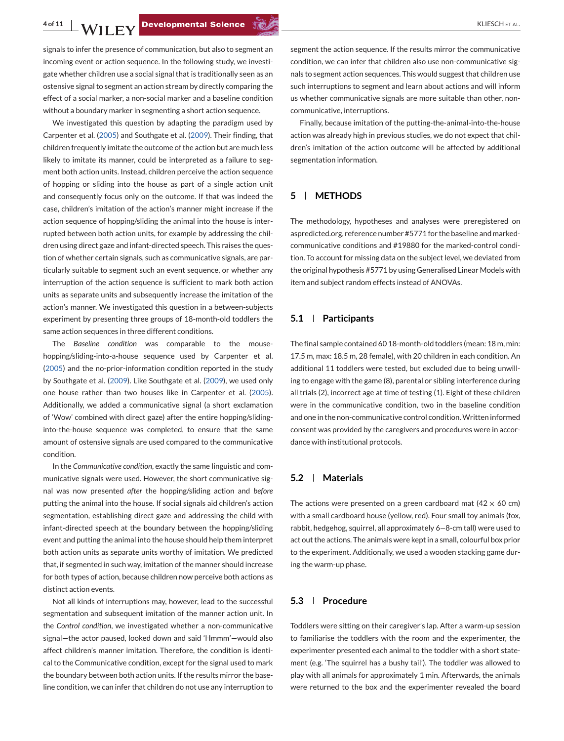signals to infer the presence of communication, but also to segment an incoming event or action sequence. In the following study, we investigate whether children use a social signal that is traditionally seen as an ostensive signal to segment an action stream by directly comparing the effect of a social marker, a non-social marker and a baseline condition without a boundary marker in segmenting a short action sequence.

We investigated this question by adapting the paradigm used by Carpenter et al. (2005) and Southgate et al. (2009). Their finding, that children frequently imitate the outcome of the action but are much less likely to imitate its manner, could be interpreted as a failure to segment both action units. Instead, children perceive the action sequence of hopping or sliding into the house as part of a single action unit and consequently focus only on the outcome. If that was indeed the case, children's imitation of the action's manner might increase if the action sequence of hopping/sliding the animal into the house is interrupted between both action units, for example by addressing the children using direct gaze and infant-directed speech. This raises the question of whether certain signals, such as communicative signals, are particularly suitable to segment such an event sequence, or whether any interruption of the action sequence is sufficient to mark both action units as separate units and subsequently increase the imitation of the action's manner. We investigated this question in a between-subjects experiment by presenting three groups of 18-month-old toddlers the same action sequences in three different conditions.

The *Baseline condition* was comparable to the mouse-hopping/sliding-into-a-house sequence used by Carpenter et al. (2005) and the no-prior-information condition reported in the study by Southgate et al. (2009). Like Southgate et al. (2009), we used only one house rather than two houses like in Carpenter et al. (2005). Additionally, we added a communicative signal (a short exclamation of 'Wow' combined with direct gaze) after the entire hopping/sliding-into-the-house sequence was completed, to ensure that the same amount of ostensive signals are used compared to the communicative condition.

In the *Communicative condition*, exactly the same linguistic and communicative signals were used. However, the short communicative signal was now presented *after* the hopping/sliding action and *before* putting the animal into the house. If social signals aid children's action segmentation, establishing direct gaze and addressing the child with infant-directed speech at the boundary between the hopping/sliding event and putting the animal into the house should help them interpret both action units as separate units worthy of imitation. We predicted that, if segmented in such way, imitation of the manner should increase for both types of action, because children now perceive both actions as distinct action events.

Not all kinds of interruptions may, however, lead to the successful segmentation and subsequent imitation of the manner action unit. In the *Control condition*, we investigated whether a non-communicative signal—the actor paused, looked down and said 'Hmmm'—would also affect children's manner imitation. Therefore, the condition is identical to the Communicative condition, except for the signal used to mark the boundary between both action units. If the results mirror the baseline condition, we can infer that children do not use any interruption to segment the action sequence. If the results mirror the communicative condition, we can infer that children also use non-communicative signals to segment action sequences. This would suggest that children use such interruptions to segment and learn about actions and will inform us whether communicative signals are more suitable than other, non-communicative, interruptions.

Finally, because imitation of the putting-the-animal-into-the house action was already high in previous studies, we do not expect that children's imitation of the action outcome will be affected by additional segmentation information.

## 5 | METHODS

The methodology, hypotheses and analyses were preregistered on aspredicted.org, reference number #5771 for the baseline and marked-communicative conditions and #19880 for the marked-control condition. To account for missing data on the subject level, we deviated from the original hypothesis #5771 by using Generalised Linear Models with item and subject random effects instead of ANOVAs.

### 5.1 | Participants

The final sample contained 60 18-month-old toddlers (mean: 18 m, min: 17.5 m, max: 18.5 m, 28 female), with 20 children in each condition. An additional 11 toddlers were tested, but excluded due to being unwilling to engage with the game (8), parental or sibling interference during all trials (2), incorrect age at time of testing (1). Eight of these children were in the communicative condition, two in the baseline condition and one in the non-communicative control condition. Written informed consent was provided by the caregivers and procedures were in accordance with institutional protocols.

### 5.2 | Materials

The actions were presented on a green cardboard mat (42 × 60 cm) with a small cardboard house (yellow, red). Four small toy animals (fox, rabbit, hedgehog, squirrel, all approximately 6–8-cm tall) were used to act out the actions. The animals were kept in a small, colourful box prior to the experiment. Additionally, we used a wooden stacking game during the warm-up phase.

### 5.3 | Procedure

Toddlers were sitting on their caregiver's lap. After a warm-up session to familiarise the toddlers with the room and the experimenter, the experimenter presented each animal to the toddler with a short statement (e.g. 'The squirrel has a bushy tail'). The toddler was allowed to play with all animals for approximately 1 min. Afterwards, the animals were returned to the box and the experimenter revealed the board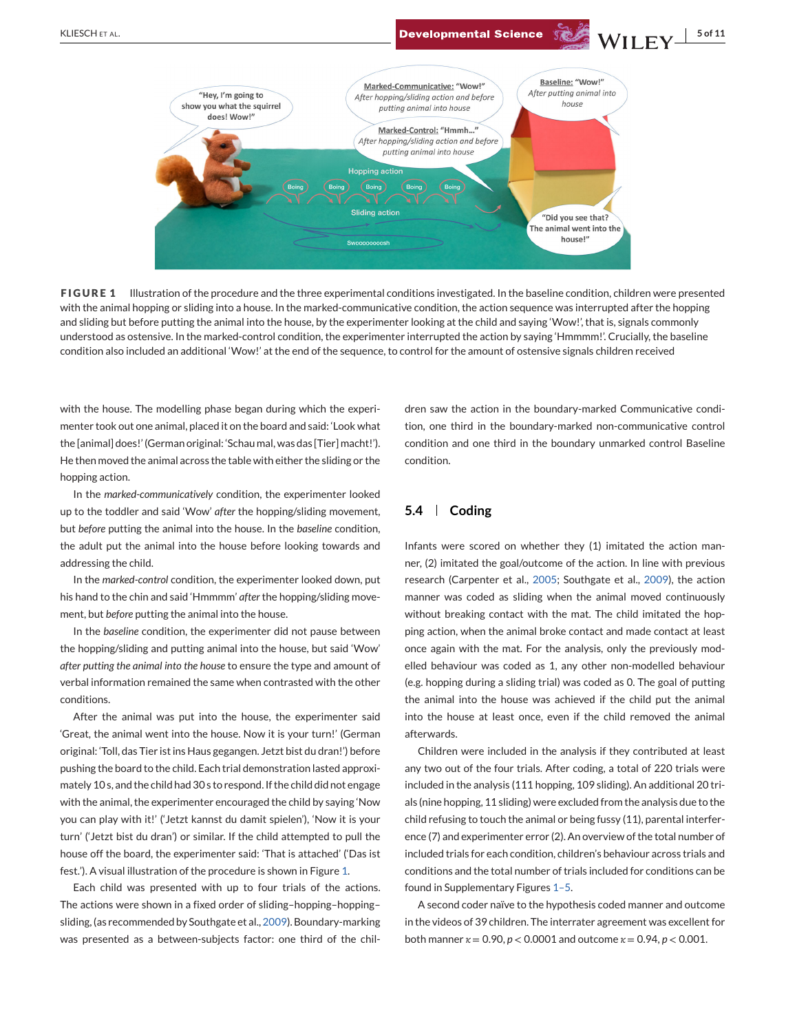**FIGURE 1** Illustration of the procedure and the three experimental conditions investigated. In the baseline condition, children were presented with the animal hopping or sliding into a house. In the marked-communicative condition, the action sequence was interrupted after the hopping and sliding but before putting the animal into the house, by the experimenter looking at the child and saying 'Wow!', that is, signals commonly understood as ostensive. In the marked-control condition, the experimenter interrupted the action by saying 'Hmmmm!'. Crucially, the baseline condition also included an additional 'Wow!' at the end of the sequence, to control for the amount of ostensive signals children received

with the house. The modelling phase began during which the experimenter took out one animal, placed it on the board and said: 'Look what the [animal] does!' (German original: 'Schau mal, was das [Tier] macht!'). He then moved the animal across the table with either the sliding or the hopping action.

In the *marked-communicatively* condition, the experimenter looked up to the toddler and said 'Wow' *after* the hopping/sliding movement, but *before* putting the animal into the house. In the *baseline* condition, the adult put the animal into the house before looking towards and addressing the child.

In the *marked-control* condition, the experimenter looked down, put his hand to the chin and said 'Hmmmm' *after* the hopping/sliding movement, but *before* putting the animal into the house.

In the *baseline* condition, the experimenter did not pause between the hopping/sliding and putting animal into the house, but said 'Wow' *after putting the animal into the house* to ensure the type and amount of verbal information remained the same when contrasted with the other conditions.

After the animal was put into the house, the experimenter said 'Great, the animal went into the house. Now it is your turn!' (German original: 'Toll, das Tier ist ins Haus gegangen. Jetzt bist du dran!') before pushing the board to the child. Each trial demonstration lasted approximately 10 s, and the child had 30 s to respond. If the child did not engage with the animal, the experimenter encouraged the child by saying 'Now you can play with it!' ('Jetzt kannst du damit spielen'), 'Now it is your turn' ('Jetzt bist du dran') or similar. If the child attempted to pull the house off the board, the experimenter said: 'That is attached' ('Das ist fest.'). A visual illustration of the procedure is shown in Figure 1.

Each child was presented with up to four trials of the actions. The actions were shown in a fixed order of sliding–hopping–hopping–sliding, (as recommended by Southgate et al., 2009). Boundary-marking was presented as a between-subjects factor: one third of the children saw the action in the boundary-marked Communicative condition, one third in the boundary-marked non-communicative control condition and one third in the boundary unmarked control Baseline condition.

## 5.4 | Coding

Infants were scored on whether they (1) imitated the action manner, (2) imitated the goal/outcome of the action. In line with previous research (Carpenter et al., 2005; Southgate et al., 2009), the action manner was coded as sliding when the animal moved continuously without breaking contact with the mat. The child imitated the hopping action, when the animal broke contact and made contact at least once again with the mat. For the analysis, only the previously modelled behaviour was coded as 1, any other non-modelled behaviour (e.g. hopping during a sliding trial) was coded as 0. The goal of putting the animal into the house was achieved if the child put the animal into the house at least once, even if the child removed the animal afterwards.

Children were included in the analysis if they contributed at least any two out of the four trials. After coding, a total of 220 trials were included in the analysis (111 hopping, 109 sliding). An additional 20 trials (nine hopping, 11 sliding) were excluded from the analysis due to the child refusing to touch the animal or being fussy (11), parental interference (7) and experimenter error (2). An overview of the total number of included trials for each condition, children's behaviour across trials and conditions and the total number of trials included for conditions can be found in Supplementary Figures 1–5.

A second coder naïve to the hypothesis coded manner and outcome in the videos of 39 children. The interrater agreement was excellent for both manner $\kappa = 0.90$, $p < 0.0001$ and outcome $\kappa = 0.94$, $p < 0.001$.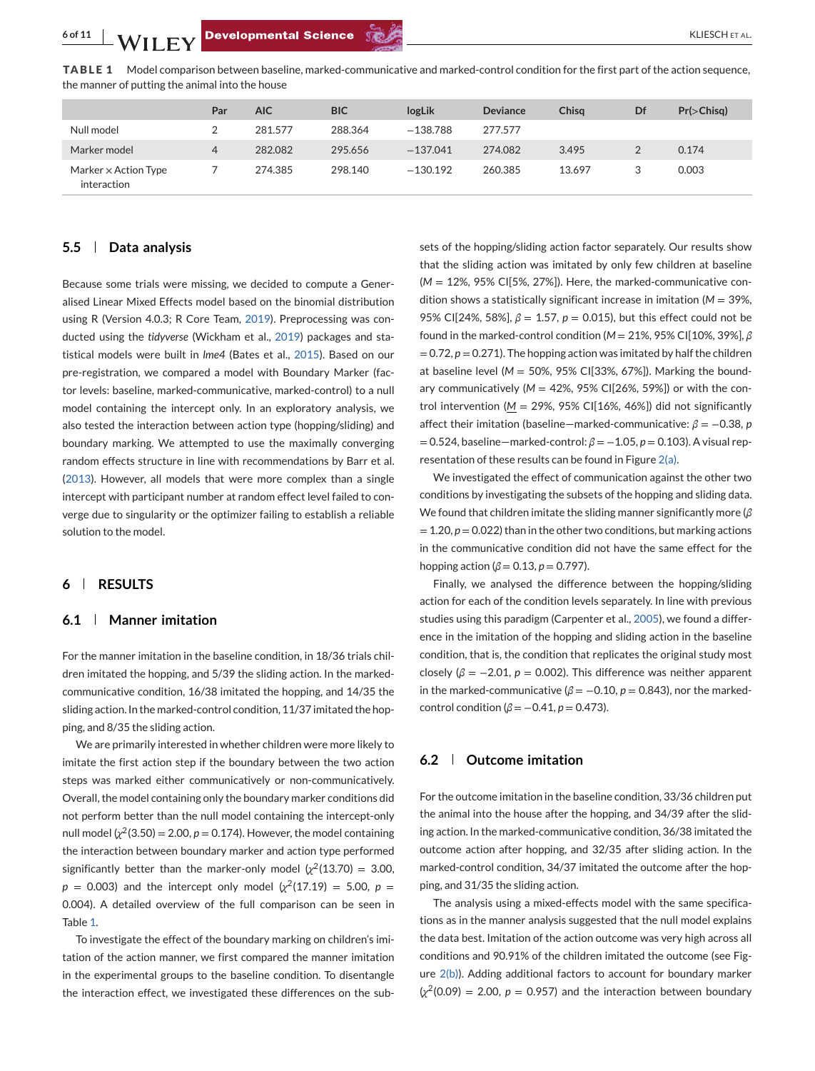**TABLE 1** Model comparison between baseline, marked-communicative and marked-control condition for the first part of the action sequence, the manner of putting the animal into the house

| | Par | AIC | BIC | logLik | Deviance | Chisq | Df | Pr(>Chisq) |
|---|---|---|---|---|---|---|---|---|
| Null model | 2 | 281.577 | 288.364 | −138.788 | 277.577 | | | |
| Marker model | 4 | 282.082 | 295.656 | −137.041 | 274.082 | 3.495 | 2 | 0.174 |
| Marker × Action Type interaction | 7 | 274.385 | 298.140 | −130.192 | 260.385 | 13.697 | 3 | 0.003 |

## 5.5 | Data analysis

Because some trials were missing, we decided to compute a Generalised Linear Mixed Effects model based on the binomial distribution using R (Version 4.0.3; R Core Team, 2019). Preprocessing was conducted using the *tidyverse* (Wickham et al., 2019) packages and statistical models were built in *lme4* (Bates et al., 2015). Based on our pre-registration, we compared a model with Boundary Marker (factor levels: baseline, marked-communicative, marked-control) to a null model containing the intercept only. In an exploratory analysis, we also tested the interaction between action type (hopping/sliding) and boundary marking. We attempted to use the maximally converging random effects structure in line with recommendations by Barr et al. (2013). However, all models that were more complex than a single intercept with participant number at random effect level failed to converge due to singularity or the optimizer failing to establish a reliable solution to the model.

# 6 | RESULTS

## 6.1 | Manner imitation

For the manner imitation in the baseline condition, in 18/36 trials children imitated the hopping, and 5/39 the sliding action. In the marked-communicative condition, 16/38 imitated the hopping, and 14/35 the sliding action. In the marked-control condition, 11/37 imitated the hopping, and 8/35 the sliding action.

We are primarily interested in whether children were more likely to imitate the first action step if the boundary between the two action steps was marked either communicatively or non-communicatively. Overall, the model containing only the boundary marker conditions did not perform better than the null model containing the intercept-only null model ($\chi^2(3.50) = 2.00$, $p = 0.174$). However, the model containing the interaction between boundary marker and action type performed significantly better than the marker-only model ($\chi^2(13.70) = 3.00$, $p = 0.003$) and the intercept only model ($\chi^2(17.19) = 5.00$, $p = 0.004$). A detailed overview of the full comparison can be seen in Table 1.

To investigate the effect of the boundary marking on children's imitation of the action manner, we first compared the manner imitation in the experimental groups to the baseline condition. To disentangle the interaction effect, we investigated these differences on the subsets of the hopping/sliding action factor separately. Our results show that the sliding action was imitated by only few children at baseline ($M = 12\%$, 95% CI[5%, 27%]). Here, the marked-communicative condition shows a statistically significant increase in imitation ($M = 39\%$, 95% CI[24%, 58%], $\beta = 1.57$, $p = 0.015$), but this effect could not be found in the marked-control condition ($M = 21\%$, 95% CI[10%, 39%], $\beta = 0.72$, $p = 0.271$). The hopping action was imitated by half the children at baseline level ($M = 50\%$, 95% CI[33%, 67%]). Marking the boundary communicatively ($M = 42\%$, 95% CI[26%, 59%]) or with the control intervention ($\underline{M} = 29\%$, 95% CI[16%, 46%]) did not significantly affect their imitation (baseline—marked-communicative: $\beta = -0.38$, $p = 0.524$, baseline—marked-control: $\beta = -1.05$, $p = 0.103$). A visual representation of these results can be found in Figure 2(a).

We investigated the effect of communication against the other two conditions by investigating the subsets of the hopping and sliding data. We found that children imitate the sliding manner significantly more ($\beta = 1.20$, $p = 0.022$) than in the other two conditions, but marking actions in the communicative condition did not have the same effect for the hopping action ($\beta = 0.13$, $p = 0.797$).

Finally, we analysed the difference between the hopping/sliding action for each of the condition levels separately. In line with previous studies using this paradigm (Carpenter et al., 2005), we found a difference in the imitation of the hopping and sliding action in the baseline condition, that is, the condition that replicates the original study most closely ($\beta = -2.01$, $p = 0.002$). This difference was neither apparent in the marked-communicative ($\beta = -0.10$, $p = 0.843$), nor the marked-control condition ($\beta = -0.41$, $p = 0.473$).

## 6.2 | Outcome imitation

For the outcome imitation in the baseline condition, 33/36 children put the animal into the house after the hopping, and 34/39 after the sliding action. In the marked-communicative condition, 36/38 imitated the outcome action after hopping, and 32/35 after sliding action. In the marked-control condition, 34/37 imitated the outcome after the hopping, and 31/35 the sliding action.

The analysis using a mixed-effects model with the same specifications as in the manner analysis suggested that the null model explains the data best. Imitation of the action outcome was very high across all conditions and 90.91% of the children imitated the outcome (see Figure 2(b)). Adding additional factors to account for boundary marker ($\chi^2(0.09) = 2.00$, $p = 0.957$) and the interaction between boundary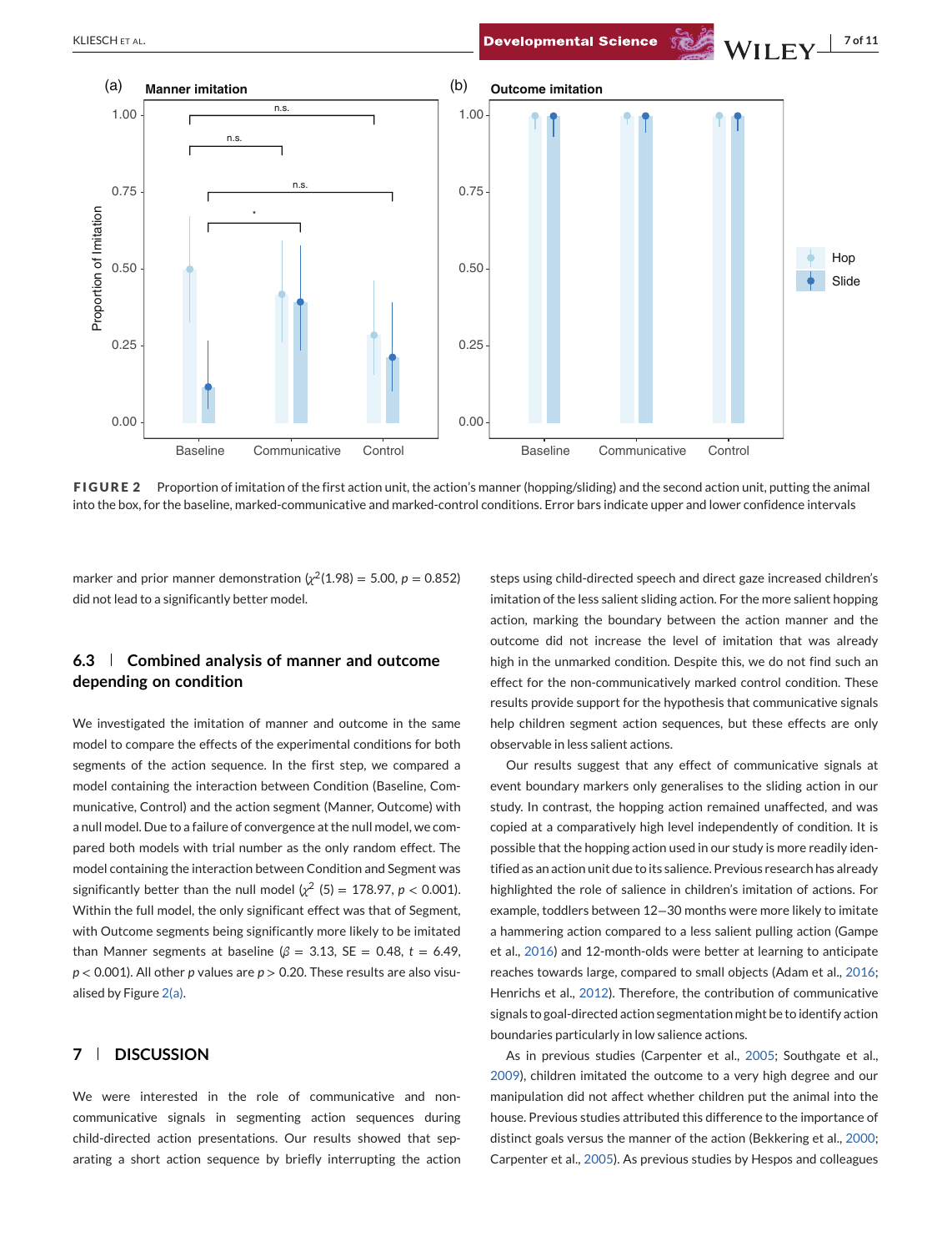FIGURE 2 Proportion of imitation of the first action unit, the action's manner (hopping/sliding) and the second action unit, putting the animal into the box, for the baseline, marked-communicative and marked-control conditions. Error bars indicate upper and lower confidence intervals

marker and prior manner demonstration ($\chi^2$(1.98) = 5.00, $p$ = 0.852) did not lead to a significantly better model.

### 6.3 | Combined analysis of manner and outcome depending on condition

We investigated the imitation of manner and outcome in the same model to compare the effects of the experimental conditions for both segments of the action sequence. In the first step, we compared a model containing the interaction between Condition (Baseline, Communicative, Control) and the action segment (Manner, Outcome) with a null model. Due to a failure of convergence at the null model, we compared both models with trial number as the only random effect. The model containing the interaction between Condition and Segment was significantly better than the null model ($\chi^2$ (5) = 178.97, $p < 0.001$). Within the full model, the only significant effect was that of Segment, with Outcome segments being significantly more likely to be imitated than Manner segments at baseline ($\beta$ = 3.13, SE = 0.48, $t$ = 6.49, $p < 0.001$). All other $p$ values are $p > 0.20$. These results are also visualised by Figure 2(a).

## 7 | DISCUSSION

We were interested in the role of communicative and non-communicative signals in segmenting action sequences during child-directed action presentations. Our results showed that separating a short action sequence by briefly interrupting the action steps using child-directed speech and direct gaze increased children's imitation of the less salient sliding action. For the more salient hopping action, marking the boundary between the action manner and the outcome did not increase the level of imitation that was already high in the unmarked condition. Despite this, we do not find such an effect for the non-communicatively marked control condition. These results provide support for the hypothesis that communicative signals help children segment action sequences, but these effects are only observable in less salient actions.

Our results suggest that any effect of communicative signals at event boundary markers only generalises to the sliding action in our study. In contrast, the hopping action remained unaffected, and was copied at a comparatively high level independently of condition. It is possible that the hopping action used in our study is more readily identified as an action unit due to its salience. Previous research has already highlighted the role of salience in children's imitation of actions. For example, toddlers between 12–30 months were more likely to imitate a hammering action compared to a less salient pulling action (Gampe et al., 2016) and 12-month-olds were better at learning to anticipate reaches towards large, compared to small objects (Adam et al., 2016; Henrichs et al., 2012). Therefore, the contribution of communicative signals to goal-directed action segmentation might be to identify action boundaries particularly in low salience actions.

As in previous studies (Carpenter et al., 2005; Southgate et al., 2009), children imitated the outcome to a very high degree and our manipulation did not affect whether children put the animal into the house. Previous studies attributed this difference to the importance of distinct goals versus the manner of the action (Bekkering et al., 2000; Carpenter et al., 2005). As previous studies by Hespos and colleagues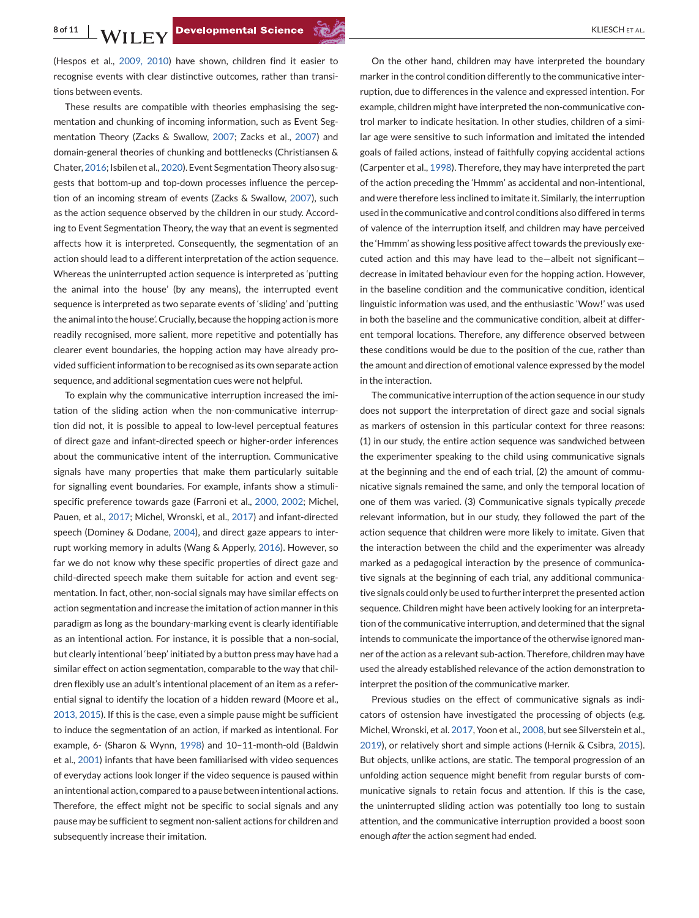(Hespos et al., 2009, 2010) have shown, children find it easier to recognise events with clear distinctive outcomes, rather than transitions between events.

These results are compatible with theories emphasising the segmentation and chunking of incoming information, such as Event Segmentation Theory (Zacks & Swallow, 2007; Zacks et al., 2007) and domain-general theories of chunking and bottlenecks (Christiansen & Chater, 2016; Isbilen et al., 2020). Event Segmentation Theory also suggests that bottom-up and top-down processes influence the perception of an incoming stream of events (Zacks & Swallow, 2007), such as the action sequence observed by the children in our study. According to Event Segmentation Theory, the way that an event is segmented affects how it is interpreted. Consequently, the segmentation of an action should lead to a different interpretation of the action sequence. Whereas the uninterrupted action sequence is interpreted as 'putting the animal into the house' (by any means), the interrupted event sequence is interpreted as two separate events of 'sliding' and 'putting the animal into the house'. Crucially, because the hopping action is more readily recognised, more salient, more repetitive and potentially has clearer event boundaries, the hopping action may have already provided sufficient information to be recognised as its own separate action sequence, and additional segmentation cues were not helpful.

To explain why the communicative interruption increased the imitation of the sliding action when the non-communicative interruption did not, it is possible to appeal to low-level perceptual features of direct gaze and infant-directed speech or higher-order inferences about the communicative intent of the interruption. Communicative signals have many properties that make them particularly suitable for signalling event boundaries. For example, infants show a stimuli-specific preference towards gaze (Farroni et al., 2000, 2002; Michel, Pauen, et al., 2017; Michel, Wronski, et al., 2017) and infant-directed speech (Dominey & Dodane, 2004), and direct gaze appears to interrupt working memory in adults (Wang & Apperly, 2016). However, so far we do not know why these specific properties of direct gaze and child-directed speech make them suitable for action and event segmentation. In fact, other, non-social signals may have similar effects on action segmentation and increase the imitation of action manner in this paradigm as long as the boundary-marking event is clearly identifiable as an intentional action. For instance, it is possible that a non-social, but clearly intentional 'beep' initiated by a button press may have had a similar effect on action segmentation, comparable to the way that children flexibly use an adult's intentional placement of an item as a referential signal to identify the location of a hidden reward (Moore et al., 2013, 2015). If this is the case, even a simple pause might be sufficient to induce the segmentation of an action, if marked as intentional. For example, 6- (Sharon & Wynn, 1998) and 10–11-month-old (Baldwin et al., 2001) infants that have been familiarised with video sequences of everyday actions look longer if the video sequence is paused within an intentional action, compared to a pause between intentional actions. Therefore, the effect might not be specific to social signals and any pause may be sufficient to segment non-salient actions for children and subsequently increase their imitation.

On the other hand, children may have interpreted the boundary marker in the control condition differently to the communicative interruption, due to differences in the valence and expressed intention. For example, children might have interpreted the non-communicative control marker to indicate hesitation. In other studies, children of a similar age were sensitive to such information and imitated the intended goals of failed actions, instead of faithfully copying accidental actions (Carpenter et al., 1998). Therefore, they may have interpreted the part of the action preceding the 'Hmmm' as accidental and non-intentional, and were therefore less inclined to imitate it. Similarly, the interruption used in the communicative and control conditions also differed in terms of valence of the interruption itself, and children may have perceived the 'Hmmm' as showing less positive affect towards the previously executed action and this may have lead to the—albeit not significant—decrease in imitated behaviour even for the hopping action. However, in the baseline condition and the communicative condition, identical linguistic information was used, and the enthusiastic 'Wow!' was used in both the baseline and the communicative condition, albeit at different temporal locations. Therefore, any difference observed between these conditions would be due to the position of the cue, rather than the amount and direction of emotional valence expressed by the model in the interaction.

The communicative interruption of the action sequence in our study does not support the interpretation of direct gaze and social signals as markers of ostension in this particular context for three reasons: (1) in our study, the entire action sequence was sandwiched between the experimenter speaking to the child using communicative signals at the beginning and the end of each trial, (2) the amount of communicative signals remained the same, and only the temporal location of one of them was varied. (3) Communicative signals typically *precede* relevant information, but in our study, they followed the part of the action sequence that children were more likely to imitate. Given that the interaction between the child and the experimenter was already marked as a pedagogical interaction by the presence of communicative signals at the beginning of each trial, any additional communicative signals could only be used to further interpret the presented action sequence. Children might have been actively looking for an interpretation of the communicative interruption, and determined that the signal intends to communicate the importance of the otherwise ignored manner of the action as a relevant sub-action. Therefore, children may have used the already established relevance of the action demonstration to interpret the position of the communicative marker.

Previous studies on the effect of communicative signals as indicators of ostension have investigated the processing of objects (e.g. Michel, Wronski, et al. 2017, Yoon et al., 2008, but see Silverstein et al., 2019), or relatively short and simple actions (Hernik & Csibra, 2015). But objects, unlike actions, are static. The temporal progression of an unfolding action sequence might benefit from regular bursts of communicative signals to retain focus and attention. If this is the case, the uninterrupted sliding action was potentially too long to sustain attention, and the communicative interruption provided a boost soon enough *after* the action segment had ended.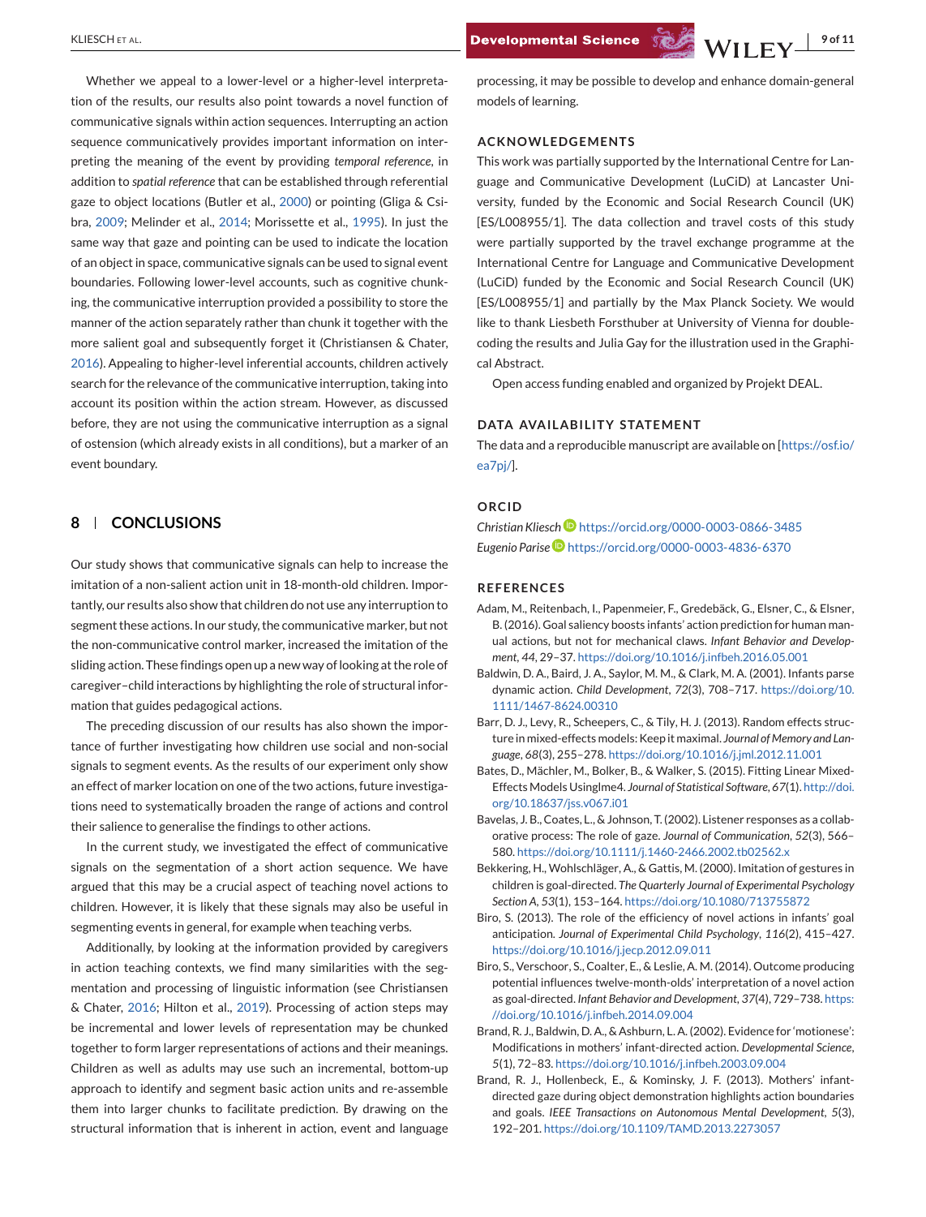Whether we appeal to a lower-level or a higher-level interpretation of the results, our results also point towards a novel function of communicative signals within action sequences. Interrupting an action sequence communicatively provides important information on interpreting the meaning of the event by providing *temporal reference*, in addition to *spatial reference* that can be established through referential gaze to object locations (Butler et al., 2000) or pointing (Gliga & Csibra, 2009; Melinder et al., 2014; Morissette et al., 1995). In just the same way that gaze and pointing can be used to indicate the location of an object in space, communicative signals can be used to signal event boundaries. Following lower-level accounts, such as cognitive chunking, the communicative interruption provided a possibility to store the manner of the action separately rather than chunk it together with the more salient goal and subsequently forget it (Christiansen & Chater, 2016). Appealing to higher-level inferential accounts, children actively search for the relevance of the communicative interruption, taking into account its position within the action stream. However, as discussed before, they are not using the communicative interruption as a signal of ostension (which already exists in all conditions), but a marker of an event boundary.

## 8 | CONCLUSIONS

Our study shows that communicative signals can help to increase the imitation of a non-salient action unit in 18-month-old children. Importantly, our results also show that children do not use any interruption to segment these actions. In our study, the communicative marker, but not the non-communicative control marker, increased the imitation of the sliding action. These findings open up a new way of looking at the role of caregiver–child interactions by highlighting the role of structural information that guides pedagogical actions.

The preceding discussion of our results has also shown the importance of further investigating how children use social and non-social signals to segment events. As the results of our experiment only show an effect of marker location on one of the two actions, future investigations need to systematically broaden the range of actions and control their salience to generalise the findings to other actions.

In the current study, we investigated the effect of communicative signals on the segmentation of a short action sequence. We have argued that this may be a crucial aspect of teaching novel actions to children. However, it is likely that these signals may also be useful in segmenting events in general, for example when teaching verbs.

Additionally, by looking at the information provided by caregivers in action teaching contexts, we find many similarities with the segmentation and processing of linguistic information (see Christiansen & Chater, 2016; Hilton et al., 2019). Processing of action steps may be incremental and lower levels of representation may be chunked together to form larger representations of actions and their meanings. Children as well as adults may use such an incremental, bottom-up approach to identify and segment basic action units and re-assemble them into larger chunks to facilitate prediction. By drawing on the structural information that is inherent in action, event and language processing, it may be possible to develop and enhance domain-general models of learning.

### ACKNOWLEDGEMENTS

This work was partially supported by the International Centre for Language and Communicative Development (LuCiD) at Lancaster University, funded by the Economic and Social Research Council (UK) [ES/L008955/1]. The data collection and travel costs of this study were partially supported by the travel exchange programme at the International Centre for Language and Communicative Development (LuCiD) funded by the Economic and Social Research Council (UK) [ES/L008955/1] and partially by the Max Planck Society. We would like to thank Liesbeth Forsthuber at University of Vienna for double-coding the results and Julia Gay for the illustration used in the Graphical Abstract.

Open access funding enabled and organized by Projekt DEAL.

### DATA AVAILABILITY STATEMENT

The data and a reproducible manuscript are available on [https://osf.io/ea7pj/].

### ORCID

*Christian Kliesch* https://orcid.org/0000-0003-0866-3485
*Eugenio Parise* https://orcid.org/0000-0003-4836-6370

### REFERENCES

Adam, M., Reitenbach, I., Papenmeier, F., Gredebäck, G., Elsner, C., & Elsner, B. (2016). Goal saliency boosts infants' action prediction for human manual actions, but not for mechanical claws. *Infant Behavior and Development*, *44*, 29–37. https://doi.org/10.1016/j.infbeh.2016.05.001

Baldwin, D. A., Baird, J. A., Saylor, M. M., & Clark, M. A. (2001). Infants parse dynamic action. *Child Development*, *72*(3), 708–717. https://doi.org/10.1111/1467-8624.00310

Barr, D. J., Levy, R., Scheepers, C., & Tily, H. J. (2013). Random effects structure in mixed-effects models: Keep it maximal. *Journal of Memory and Language*, *68*(3), 255–278. https://doi.org/10.1016/j.jml.2012.11.001

Bates, D., Mächler, M., Bolker, B., & Walker, S. (2015). Fitting Linear Mixed-Effects Models Usinglme4. *Journal of Statistical Software*, *67*(1). http://doi.org/10.18637/jss.v067.i01

Bavelas, J. B., Coates, L., & Johnson, T. (2002). Listener responses as a collaborative process: The role of gaze. *Journal of Communication*, *52*(3), 566–580. https://doi.org/10.1111/j.1460-2466.2002.tb02562.x

Bekkering, H., Wohlschläger, A., & Gattis, M. (2000). Imitation of gestures in children is goal-directed. *The Quarterly Journal of Experimental Psychology Section A*, *53*(1), 153–164. https://doi.org/10.1080/713755872

Biro, S. (2013). The role of the efficiency of novel actions in infants' goal anticipation. *Journal of Experimental Child Psychology*, *116*(2), 415–427. https://doi.org/10.1016/j.jecp.2012.09.011

Biro, S., Verschoor, S., Coalter, E., & Leslie, A. M. (2014). Outcome producing potential influences twelve-month-olds' interpretation of a novel action as goal-directed. *Infant Behavior and Development*, *37*(4), 729–738. https://doi.org/10.1016/j.infbeh.2014.09.004

Brand, R. J., Baldwin, D. A., & Ashburn, L. A. (2002). Evidence for 'motionese': Modifications in mothers' infant-directed action. *Developmental Science*, *5*(1), 72–83. https://doi.org/10.1016/j.infbeh.2003.09.004

Brand, R. J., Hollenbeck, E., & Kominsky, J. F. (2013). Mothers' infant-directed gaze during object demonstration highlights action boundaries and goals. *IEEE Transactions on Autonomous Mental Development*, *5*(3), 192–201. https://doi.org/10.1109/TAMD.2013.2273057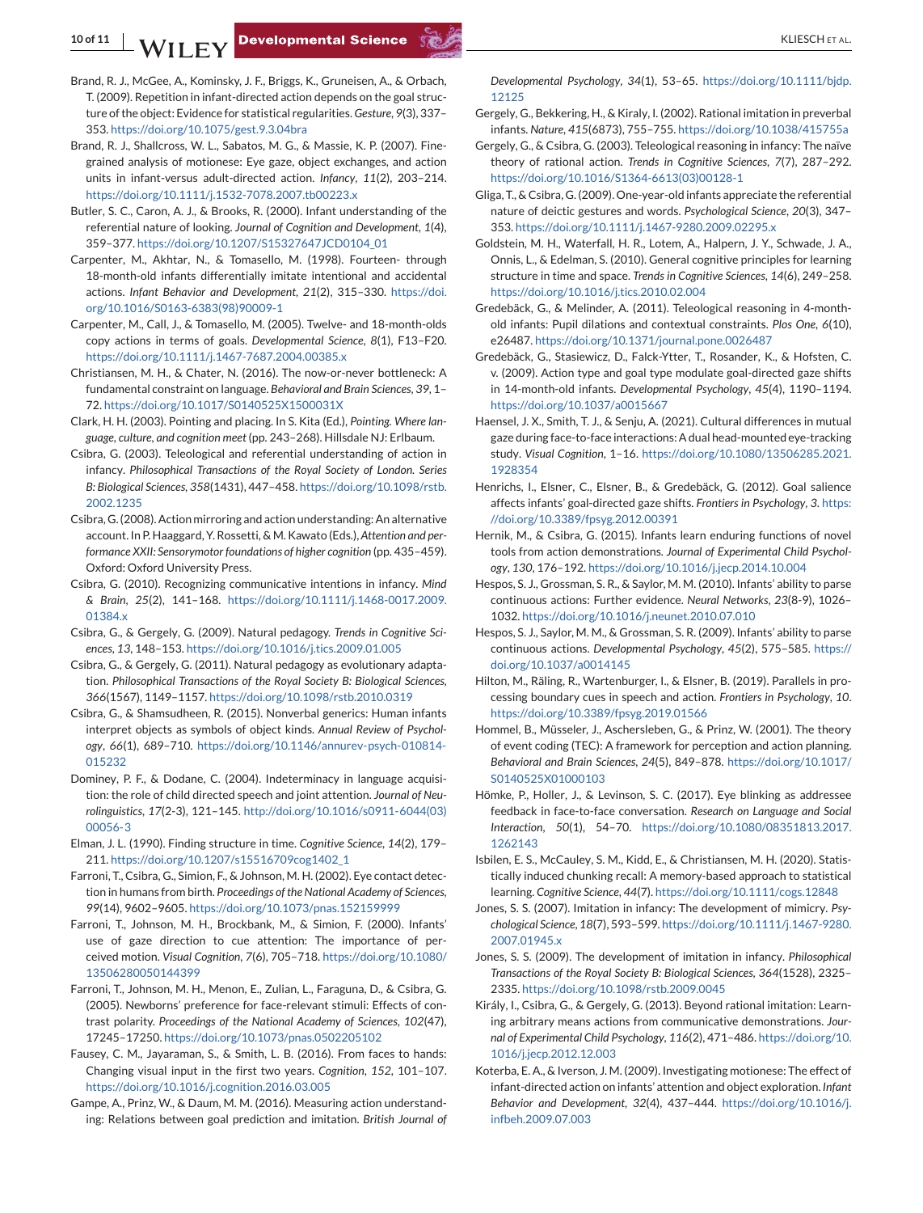Brand, R. J., McGee, A., Kominsky, J. F., Briggs, K., Gruneisen, A., & Orbach, T. (2009). Repetition in infant-directed action depends on the goal structure of the object: Evidence for statistical regularities. *Gesture*, *9*(3), 337–353. https://doi.org/10.1075/gest.9.3.04bra

Brand, R. J., Shallcross, W. L., Sabatos, M. G., & Massie, K. P. (2007). Fine-grained analysis of motionese: Eye gaze, object exchanges, and action units in infant-versus adult-directed action. *Infancy*, *11*(2), 203–214. https://doi.org/10.1111/j.1532-7078.2007.tb00223.x

Butler, S. C., Caron, A. J., & Brooks, R. (2000). Infant understanding of the referential nature of looking. *Journal of Cognition and Development*, *1*(4), 359–377. https://doi.org/10.1207/S15327647JCD0104_01

Carpenter, M., Akhtar, N., & Tomasello, M. (1998). Fourteen- through 18-month-old infants differentially imitate intentional and accidental actions. *Infant Behavior and Development*, *21*(2), 315–330. https://doi.org/10.1016/S0163-6383(98)90009-1

Carpenter, M., Call, J., & Tomasello, M. (2005). Twelve- and 18-month-olds copy actions in terms of goals. *Developmental Science*, *8*(1), F13–F20. https://doi.org/10.1111/j.1467-7687.2004.00385.x

Christiansen, M. H., & Chater, N. (2016). The now-or-never bottleneck: A fundamental constraint on language. *Behavioral and Brain Sciences*, *39*, 1–72. https://doi.org/10.1017/S0140525X1500031X

Clark, H. H. (2003). Pointing and placing. In S. Kita (Ed.), *Pointing. Where language, culture, and cognition meet* (pp. 243–268). Hillsdale NJ: Erlbaum.

Csibra, G. (2003). Teleological and referential understanding of action in infancy. *Philosophical Transactions of the Royal Society of London. Series B: Biological Sciences*, *358*(1431), 447–458. https://doi.org/10.1098/rstb.2002.1235

Csibra, G. (2008). Action mirroring and action understanding: An alternative account. In P. Haaggard, Y. Rossetti, & M. Kawato (Eds.), *Attention and performance XXII: Sensorymotor foundations of higher cognition* (pp. 435–459). Oxford: Oxford University Press.

Csibra, G. (2010). Recognizing communicative intentions in infancy. *Mind & Brain*, *25*(2), 141–168. https://doi.org/10.1111/j.1468-0017.2009.01384.x

Csibra, G., & Gergely, G. (2009). Natural pedagogy. *Trends in Cognitive Sciences*, *13*, 148–153. https://doi.org/10.1016/j.tics.2009.01.005

Csibra, G., & Gergely, G. (2011). Natural pedagogy as evolutionary adaptation. *Philosophical Transactions of the Royal Society B: Biological Sciences*, *366*(1567), 1149–1157. https://doi.org/10.1098/rstb.2010.0319

Csibra, G., & Shamsudheen, R. (2015). Nonverbal generics: Human infants interpret objects as symbols of object kinds. *Annual Review of Psychology*, *66*(1), 689–710. https://doi.org/10.1146/annurev-psych-010814-015232

Dominey, P. F., & Dodane, C. (2004). Indeterminacy in language acquisition: the role of child directed speech and joint attention. *Journal of Neurolinguistics*, *17*(2-3), 121–145. http://doi.org/10.1016/s0911-6044(03)00056-3

Elman, J. L. (1990). Finding structure in time. *Cognitive Science*, *14*(2), 179–211. https://doi.org/10.1207/s15516709cog1402_1

Farroni, T., Csibra, G., Simion, F., & Johnson, M. H. (2002). Eye contact detection in humans from birth. *Proceedings of the National Academy of Sciences*, *99*(14), 9602–9605. https://doi.org/10.1073/pnas.152159999

Farroni, T., Johnson, M. H., Brockbank, M., & Simion, F. (2000). Infants' use of gaze direction to cue attention: The importance of perceived motion. *Visual Cognition*, *7*(6), 705–718. https://doi.org/10.1080/13506280050144399

Farroni, T., Johnson, M. H., Menon, E., Zulian, L., Faraguna, D., & Csibra, G. (2005). Newborns' preference for face-relevant stimuli: Effects of contrast polarity. *Proceedings of the National Academy of Sciences*, *102*(47), 17245–17250. https://doi.org/10.1073/pnas.0502205102

Fausey, C. M., Jayaraman, S., & Smith, L. B. (2016). From faces to hands: Changing visual input in the first two years. *Cognition*, *152*, 101–107. https://doi.org/10.1016/j.cognition.2016.03.005

Gampe, A., Prinz, W., & Daum, M. M. (2016). Measuring action understanding: Relations between goal prediction and imitation. *British Journal of Developmental Psychology*, *34*(1), 53–65. https://doi.org/10.1111/bjdp.12125

Gergely, G., Bekkering, H., & Kiraly, I. (2002). Rational imitation in preverbal infants. *Nature*, *415*(6873), 755–755. https://doi.org/10.1038/415755a

Gergely, G., & Csibra, G. (2003). Teleological reasoning in infancy: The naïve theory of rational action. *Trends in Cognitive Sciences*, *7*(7), 287–292. https://doi.org/10.1016/S1364-6613(03)00128-1

Gliga, T., & Csibra, G. (2009). One-year-old infants appreciate the referential nature of deictic gestures and words. *Psychological Science*, *20*(3), 347–353. https://doi.org/10.1111/j.1467-9280.2009.02295.x

Goldstein, M. H., Waterfall, H. R., Lotem, A., Halpern, J. Y., Schwade, J. A., Onnis, L., & Edelman, S. (2010). General cognitive principles for learning structure in time and space. *Trends in Cognitive Sciences*, *14*(6), 249–258. https://doi.org/10.1016/j.tics.2010.02.004

Gredebäck, G., & Melinder, A. (2011). Teleological reasoning in 4-month-old infants: Pupil dilations and contextual constraints. *Plos One*, *6*(10), e26487. https://doi.org/10.1371/journal.pone.0026487

Gredebäck, G., Stasiewicz, D., Falck-Ytter, T., Rosander, K., & Hofsten, C. v. (2009). Action type and goal type modulate goal-directed gaze shifts in 14-month-old infants. *Developmental Psychology*, *45*(4), 1190–1194. https://doi.org/10.1037/a0015667

Haensel, J. X., Smith, T. J., & Senju, A. (2021). Cultural differences in mutual gaze during face-to-face interactions: A dual head-mounted eye-tracking study. *Visual Cognition*, 1–16. https://doi.org/10.1080/13506285.2021.1928354

Henrichs, I., Elsner, C., Elsner, B., & Gredebäck, G. (2012). Goal salience affects infants' goal-directed gaze shifts. *Frontiers in Psychology*, *3*. https://doi.org/10.3389/fpsyg.2012.00391

Hernik, M., & Csibra, G. (2015). Infants learn enduring functions of novel tools from action demonstrations. *Journal of Experimental Child Psychology*, *130*, 176–192. https://doi.org/10.1016/j.jecp.2014.10.004

Hespos, S. J., Grossman, S. R., & Saylor, M. M. (2010). Infants' ability to parse continuous actions: Further evidence. *Neural Networks*, *23*(8-9), 1026–1032. https://doi.org/10.1016/j.neunet.2010.07.010

Hespos, S. J., Saylor, M. M., & Grossman, S. R. (2009). Infants' ability to parse continuous actions. *Developmental Psychology*, *45*(2), 575–585. https://doi.org/10.1037/a0014145

Hilton, M., Räling, R., Wartenburger, I., & Elsner, B. (2019). Parallels in processing boundary cues in speech and action. *Frontiers in Psychology*, *10*. https://doi.org/10.3389/fpsyg.2019.01566

Hommel, B., Müsseler, J., Aschersleben, G., & Prinz, W. (2001). The theory of event coding (TEC): A framework for perception and action planning. *Behavioral and Brain Sciences*, *24*(5), 849–878. https://doi.org/10.1017/S0140525X01000103

Hömke, P., Holler, J., & Levinson, S. C. (2017). Eye blinking as addressee feedback in face-to-face conversation. *Research on Language and Social Interaction*, *50*(1), 54–70. https://doi.org/10.1080/08351813.2017.1262143

Isbilen, E. S., McCauley, S. M., Kidd, E., & Christiansen, M. H. (2020). Statistically induced chunking recall: A memory-based approach to statistical learning. *Cognitive Science*, *44*(7). https://doi.org/10.1111/cogs.12848

Jones, S. S. (2007). Imitation in infancy: The development of mimicry. *Psychological Science*, *18*(7), 593–599. https://doi.org/10.1111/j.1467-9280.2007.01945.x

Jones, S. S. (2009). The development of imitation in infancy. *Philosophical Transactions of the Royal Society B: Biological Sciences*, *364*(1528), 2325–2335. https://doi.org/10.1098/rstb.2009.0045

Király, I., Csibra, G., & Gergely, G. (2013). Beyond rational imitation: Learning arbitrary means actions from communicative demonstrations. *Journal of Experimental Child Psychology*, *116*(2), 471–486. https://doi.org/10.1016/j.jecp.2012.12.003

Koterba, E. A., & Iverson, J. M. (2009). Investigating motionese: The effect of infant-directed action on infants' attention and object exploration. *Infant Behavior and Development*, *32*(4), 437–444. https://doi.org/10.1016/j.infbeh.2009.07.003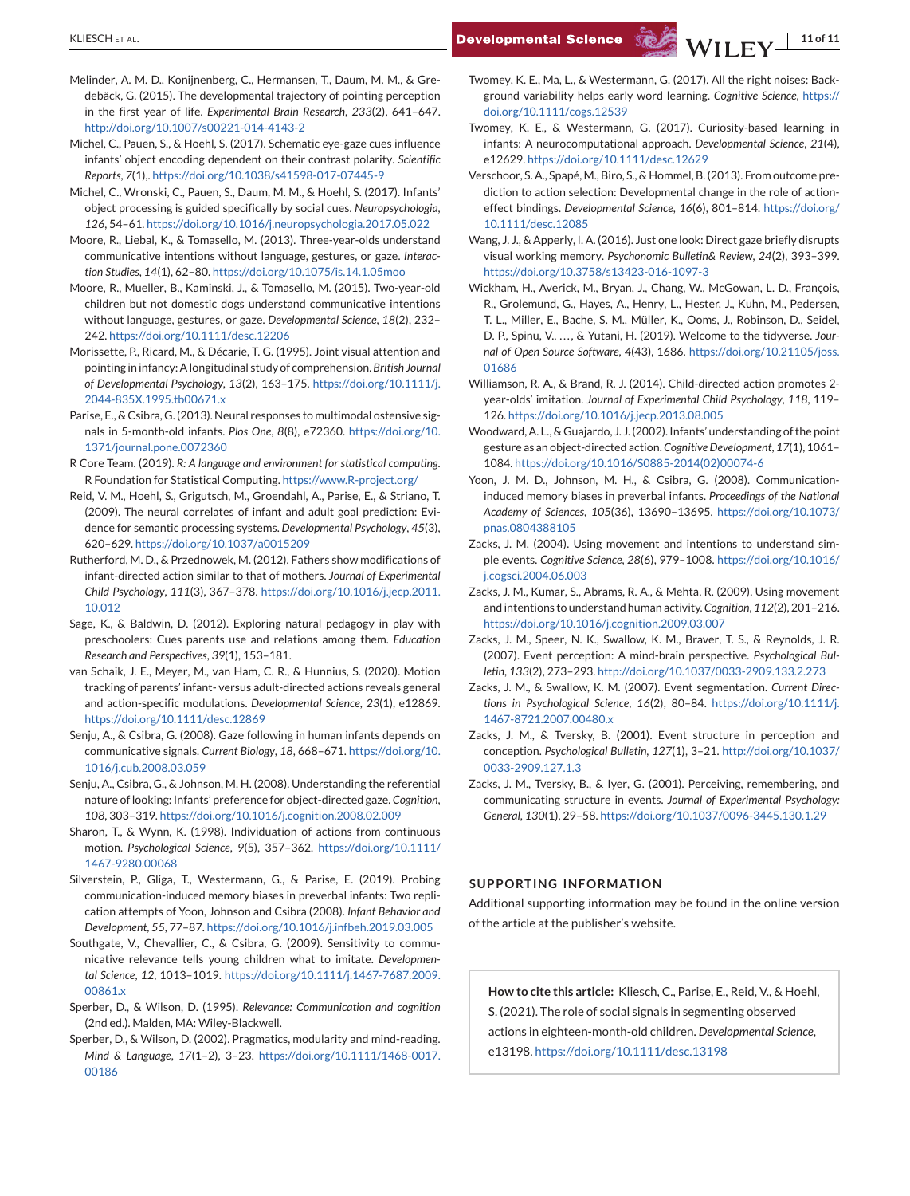Melinder, A. M. D., Konijnenberg, C., Hermansen, T., Daum, M. M., & Gredebäck, G. (2015). The developmental trajectory of pointing perception in the first year of life. *Experimental Brain Research*, *233*(2), 641–647. http://doi.org/10.1007/s00221-014-4143-2

Michel, C., Pauen, S., & Hoehl, S. (2017). Schematic eye-gaze cues influence infants' object encoding dependent on their contrast polarity. *Scientific Reports*, *7*(1),. https://doi.org/10.1038/s41598-017-07445-9

Michel, C., Wronski, C., Pauen, S., Daum, M. M., & Hoehl, S. (2017). Infants' object processing is guided specifically by social cues. *Neuropsychologia*, *126*, 54–61. https://doi.org/10.1016/j.neuropsychologia.2017.05.022

Moore, R., Liebal, K., & Tomasello, M. (2013). Three-year-olds understand communicative intentions without language, gestures, or gaze. *Interaction Studies*, *14*(1), 62–80. https://doi.org/10.1075/is.14.1.05moo

Moore, R., Mueller, B., Kaminski, J., & Tomasello, M. (2015). Two-year-old children but not domestic dogs understand communicative intentions without language, gestures, or gaze. *Developmental Science*, *18*(2), 232–242. https://doi.org/10.1111/desc.12206

Morissette, P., Ricard, M., & Décarie, T. G. (1995). Joint visual attention and pointing in infancy: A longitudinal study of comprehension. *British Journal of Developmental Psychology*, *13*(2), 163–175. https://doi.org/10.1111/j.2044-835X.1995.tb00671.x

Parise, E., & Csibra, G. (2013). Neural responses to multimodal ostensive signals in 5-month-old infants. *Plos One*, *8*(8), e72360. https://doi.org/10.1371/journal.pone.0072360

R Core Team. (2019). *R: A language and environment for statistical computing.* R Foundation for Statistical Computing. https://www.R-project.org/

Reid, V. M., Hoehl, S., Grigutsch, M., Groendahl, A., Parise, E., & Striano, T. (2009). The neural correlates of infant and adult goal prediction: Evidence for semantic processing systems. *Developmental Psychology*, *45*(3), 620–629. https://doi.org/10.1037/a0015209

Rutherford, M. D., & Przednowek, M. (2012). Fathers show modifications of infant-directed action similar to that of mothers. *Journal of Experimental Child Psychology*, *111*(3), 367–378. https://doi.org/10.1016/j.jecp.2011.10.012

Sage, K., & Baldwin, D. (2012). Exploring natural pedagogy in play with preschoolers: Cues parents use and relations among them. *Education Research and Perspectives*, *39*(1), 153–181.

van Schaik, J. E., Meyer, M., van Ham, C. R., & Hunnius, S. (2020). Motion tracking of parents' infant- versus adult-directed actions reveals general and action-specific modulations. *Developmental Science*, *23*(1), e12869. https://doi.org/10.1111/desc.12869

Senju, A., & Csibra, G. (2008). Gaze following in human infants depends on communicative signals. *Current Biology*, *18*, 668–671. https://doi.org/10.1016/j.cub.2008.03.059

Senju, A., Csibra, G., & Johnson, M. H. (2008). Understanding the referential nature of looking: Infants' preference for object-directed gaze. *Cognition*, *108*, 303–319. https://doi.org/10.1016/j.cognition.2008.02.009

Sharon, T., & Wynn, K. (1998). Individuation of actions from continuous motion. *Psychological Science*, *9*(5), 357–362. https://doi.org/10.1111/1467-9280.00068

Silverstein, P., Gliga, T., Westermann, G., & Parise, E. (2019). Probing communication-induced memory biases in preverbal infants: Two replication attempts of Yoon, Johnson and Csibra (2008). *Infant Behavior and Development*, *55*, 77–87. https://doi.org/10.1016/j.infbeh.2019.03.005

Southgate, V., Chevallier, C., & Csibra, G. (2009). Sensitivity to communicative relevance tells young children what to imitate. *Developmental Science*, *12*, 1013–1019. https://doi.org/10.1111/j.1467-7687.2009.00861.x

Sperber, D., & Wilson, D. (1995). *Relevance: Communication and cognition* (2nd ed.). Malden, MA: Wiley-Blackwell.

Sperber, D., & Wilson, D. (2002). Pragmatics, modularity and mind-reading. *Mind & Language*, *17*(1–2), 3–23. https://doi.org/10.1111/1468-0017.00186

Twomey, K. E., Ma, L., & Westermann, G. (2017). All the right noises: Background variability helps early word learning. *Cognitive Science*, https://doi.org/10.1111/cogs.12539

Twomey, K. E., & Westermann, G. (2017). Curiosity-based learning in infants: A neurocomputational approach. *Developmental Science*, *21*(4), e12629. https://doi.org/10.1111/desc.12629

Verschoor, S. A., Spapé, M., Biro, S., & Hommel, B. (2013). From outcome prediction to action selection: Developmental change in the role of action-effect bindings. *Developmental Science*, *16*(6), 801–814. https://doi.org/10.1111/desc.12085

Wang, J. J., & Apperly, I. A. (2016). Just one look: Direct gaze briefly disrupts visual working memory. *Psychonomic Bulletin& Review*, *24*(2), 393–399. https://doi.org/10.3758/s13423-016-1097-3

Wickham, H., Averick, M., Bryan, J., Chang, W., McGowan, L. D., François, R., Grolemund, G., Hayes, A., Henry, L., Hester, J., Kuhn, M., Pedersen, T. L., Miller, E., Bache, S. M., Müller, K., Ooms, J., Robinson, D., Seidel, D. P., Spinu, V., …, & Yutani, H. (2019). Welcome to the tidyverse. *Journal of Open Source Software*, *4*(43), 1686. https://doi.org/10.21105/joss.01686

Williamson, R. A., & Brand, R. J. (2014). Child-directed action promotes 2-year-olds' imitation. *Journal of Experimental Child Psychology*, *118*, 119–126. https://doi.org/10.1016/j.jecp.2013.08.005

Woodward, A. L., & Guajardo, J. J. (2002). Infants' understanding of the point gesture as an object-directed action. *Cognitive Development*, *17*(1), 1061–1084. https://doi.org/10.1016/S0885-2014(02)00074-6

Yoon, J. M. D., Johnson, M. H., & Csibra, G. (2008). Communication-induced memory biases in preverbal infants. *Proceedings of the National Academy of Sciences*, *105*(36), 13690–13695. https://doi.org/10.1073/pnas.0804388105

Zacks, J. M. (2004). Using movement and intentions to understand simple events. *Cognitive Science*, *28*(6), 979–1008. https://doi.org/10.1016/j.cogsci.2004.06.003

Zacks, J. M., Kumar, S., Abrams, R. A., & Mehta, R. (2009). Using movement and intentions to understand human activity. *Cognition*, *112*(2), 201–216. https://doi.org/10.1016/j.cognition.2009.03.007

Zacks, J. M., Speer, N. K., Swallow, K. M., Braver, T. S., & Reynolds, J. R. (2007). Event perception: A mind-brain perspective. *Psychological Bulletin*, *133*(2), 273–293. http://doi.org/10.1037/0033-2909.133.2.273

Zacks, J. M., & Swallow, K. M. (2007). Event segmentation. *Current Directions in Psychological Science*, *16*(2), 80–84. https://doi.org/10.1111/j.1467-8721.2007.00480.x

Zacks, J. M., & Tversky, B. (2001). Event structure in perception and conception. *Psychological Bulletin*, *127*(1), 3–21. http://doi.org/10.1037/0033-2909.127.1.3

Zacks, J. M., Tversky, B., & Iyer, G. (2001). Perceiving, remembering, and communicating structure in events. *Journal of Experimental Psychology: General*, *130*(1), 29–58. https://doi.org/10.1037/0096-3445.130.1.29

## SUPPORTING INFORMATION

Additional supporting information may be found in the online version of the article at the publisher's website.

**How to cite this article:** Kliesch, C., Parise, E., Reid, V., & Hoehl, S. (2021). The role of social signals in segmenting observed actions in eighteen-month-old children. *Developmental Science*, e13198. https://doi.org/10.1111/desc.13198